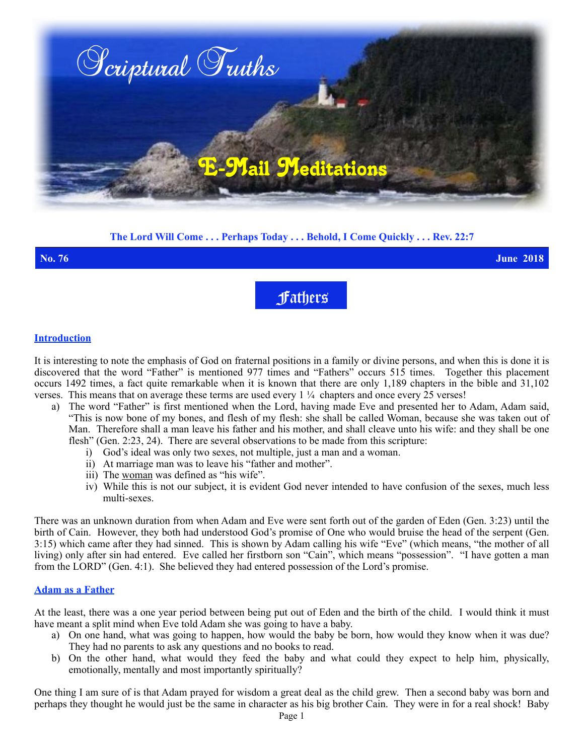# Scriptural Truths

## E-Mail Meditations

**The Lord Will Come . . . Perhaps Today . . . Behold, I Come Quickly . . . Rev. 22:7**

**No. 76** **June 2018**

## Fathers

### Introduction

It is interesting to note the emphasis of God on fraternal positions in a family or divine persons, and when this is done it is discovered that the word "Father" is mentioned 977 times and "Fathers" occurs 515 times. Together this placement occurs 1492 times, a fact quite remarkable when it is known that there are only 1,189 chapters in the bible and 31,102 verses. This means that on average these terms are used every 1 ¼ chapters and once every 25 verses!

a) The word "Father" is first mentioned when the Lord, having made Eve and presented her to Adam, Adam said, "This is now bone of my bones, and flesh of my flesh: she shall be called Woman, because she was taken out of Man. Therefore shall a man leave his father and his mother, and shall cleave unto his wife: and they shall be one flesh" (Gen. 2:23, 24). There are several observations to be made from this scripture:
   i) God's ideal was only two sexes, not multiple, just a man and a woman.
   ii) At marriage man was to leave his "father and mother".
   iii) The woman was defined as "his wife".
   iv) While this is not our subject, it is evident God never intended to have confusion of the sexes, much less multi-sexes.

There was an unknown duration from when Adam and Eve were sent forth out of the garden of Eden (Gen. 3:23) until the birth of Cain. However, they both had understood God's promise of One who would bruise the head of the serpent (Gen. 3:15) which came after they had sinned. This is shown by Adam calling his wife "Eve" (which means, "the mother of all living) only after sin had entered. Eve called her firstborn son "Cain", which means "possession". "I have gotten a man from the LORD" (Gen. 4:1). She believed they had entered possession of the Lord's promise.

### Adam as a Father

At the least, there was a one year period between being put out of Eden and the birth of the child. I would think it must have meant a split mind when Eve told Adam she was going to have a baby.

a) On one hand, what was going to happen, how would the baby be born, how would they know when it was due? They had no parents to ask any questions and no books to read.
b) On the other hand, what would they feed the baby and what could they expect to help him, physically, emotionally, mentally and most importantly spiritually?

One thing I am sure of is that Adam prayed for wisdom a great deal as the child grew. Then a second baby was born and perhaps they thought he would just be the same in character as his big brother Cain. They were in for a real shock! Baby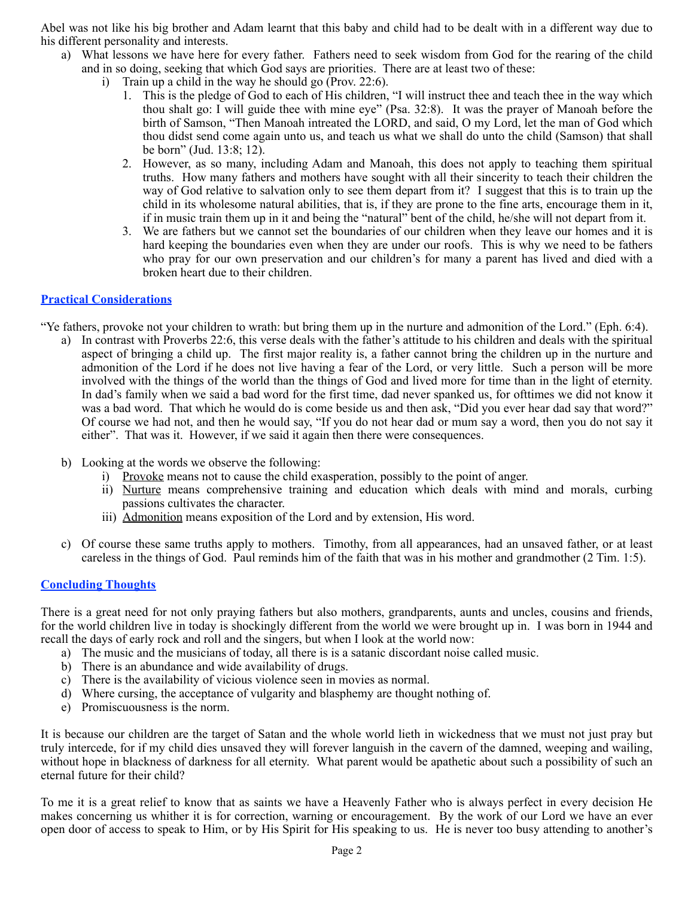Abel was not like his big brother and Adam learnt that this baby and child had to be dealt with in a different way due to his different personality and interests.

a) What lessons we have here for every father. Fathers need to seek wisdom from God for the rearing of the child and in so doing, seeking that which God says are priorities. There are at least two of these:
   i) Train up a child in the way he should go (Prov. 22:6).
      1. This is the pledge of God to each of His children, "I will instruct thee and teach thee in the way which thou shalt go: I will guide thee with mine eye" (Psa. 32:8). It was the prayer of Manoah before the birth of Samson, "Then Manoah intreated the LORD, and said, O my Lord, let the man of God which thou didst send come again unto us, and teach us what we shall do unto the child (Samson) that shall be born" (Jud. 13:8; 12).
      2. However, as so many, including Adam and Manoah, this does not apply to teaching them spiritual truths. How many fathers and mothers have sought with all their sincerity to teach their children the way of God relative to salvation only to see them depart from it? I suggest that this is to train up the child in its wholesome natural abilities, that is, if they are prone to the fine arts, encourage them in it, if in music train them up in it and being the "natural" bent of the child, he/she will not depart from it.
      3. We are fathers but we cannot set the boundaries of our children when they leave our homes and it is hard keeping the boundaries even when they are under our roofs. This is why we need to be fathers who pray for our own preservation and our children's for many a parent has lived and died with a broken heart due to their children.

## Practical Considerations

"Ye fathers, provoke not your children to wrath: but bring them up in the nurture and admonition of the Lord." (Eph. 6:4).

a) In contrast with Proverbs 22:6, this verse deals with the father's attitude to his children and deals with the spiritual aspect of bringing a child up. The first major reality is, a father cannot bring the children up in the nurture and admonition of the Lord if he does not live having a fear of the Lord, or very little. Such a person will be more involved with the things of the world than the things of God and lived more for time than in the light of eternity. In dad's family when we said a bad word for the first time, dad never spanked us, for ofttimes we did not know it was a bad word. That which he would do is come beside us and then ask, "Did you ever hear dad say that word?" Of course we had not, and then he would say, "If you do not hear dad or mum say a word, then you do not say it either". That was it. However, if we said it again then there were consequences.

b) Looking at the words we observe the following:
   i) <u>Provoke</u> means not to cause the child exasperation, possibly to the point of anger.
   ii) <u>Nurture</u> means comprehensive training and education which deals with mind and morals, curbing passions cultivates the character.
   iii) <u>Admonition</u> means exposition of the Lord and by extension, His word.

c) Of course these same truths apply to mothers. Timothy, from all appearances, had an unsaved father, or at least careless in the things of God. Paul reminds him of the faith that was in his mother and grandmother (2 Tim. 1:5).

## Concluding Thoughts

There is a great need for not only praying fathers but also mothers, grandparents, aunts and uncles, cousins and friends, for the world children live in today is shockingly different from the world we were brought up in. I was born in 1944 and recall the days of early rock and roll and the singers, but when I look at the world now:

a) The music and the musicians of today, all there is is a satanic discordant noise called music.
b) There is an abundance and wide availability of drugs.
c) There is the availability of vicious violence seen in movies as normal.
d) Where cursing, the acceptance of vulgarity and blasphemy are thought nothing of.
e) Promiscuousness is the norm.

It is because our children are the target of Satan and the whole world lieth in wickedness that we must not just pray but truly intercede, for if my child dies unsaved they will forever languish in the cavern of the damned, weeping and wailing, without hope in blackness of darkness for all eternity. What parent would be apathetic about such a possibility of such an eternal future for their child?

To me it is a great relief to know that as saints we have a Heavenly Father who is always perfect in every decision He makes concerning us whither it is for correction, warning or encouragement. By the work of our Lord we have an ever open door of access to speak to Him, or by His Spirit for His speaking to us. He is never too busy attending to another's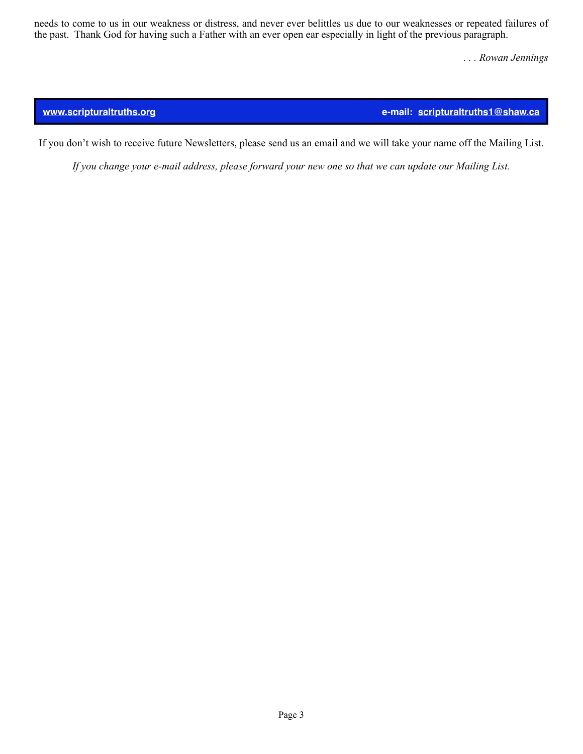needs to come to us in our weakness or distress, and never ever belittles us due to our weaknesses or repeated failures of the past. Thank God for having such a Father with an ever open ear especially in light of the previous paragraph.

*. . . Rowan Jennings*

**www.scripturaltruths.org** **e-mail: scripturaltruths1@shaw.ca**

If you don't wish to receive future Newsletters, please send us an email and we will take your name off the Mailing List.

*If you change your e-mail address, please forward your new one so that we can update our Mailing List.*